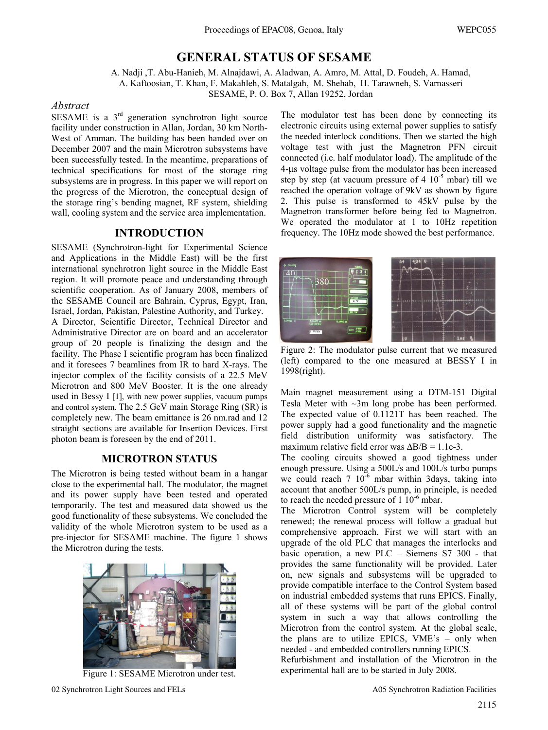# GENERAL STATUS OF SESAME

A. Nadji ,T. Abu-Hanieh, M. Alnajdawi, A. Aladwan, A. Amro, M. Attal, D. Foudeh, A. Hamad, A. Kaftoosian, T. Khan, F. Makahleh, S. Matalgah, M. Shehab, H. Tarawneh, S. Varnasseri
SESAME, P. O. Box 7, Allan 19252, Jordan

## *Abstract*

SESAME is a 3rd generation synchrotron light source facility under construction in Allan, Jordan, 30 km North-West of Amman. The building has been handed over on December 2007 and the main Microtron subsystems have been successfully tested. In the meantime, preparations of technical specifications for most of the storage ring subsystems are in progress. In this paper we will report on the progress of the Microtron, the conceptual design of the storage ring's bending magnet, RF system, shielding wall, cooling system and the service area implementation.

## INTRODUCTION

SESAME (Synchrotron-light for Experimental Science and Applications in the Middle East) will be the first international synchrotron light source in the Middle East region. It will promote peace and understanding through scientific cooperation. As of January 2008, members of the SESAME Council are Bahrain, Cyprus, Egypt, Iran, Israel, Jordan, Pakistan, Palestine Authority, and Turkey.

A Director, Scientific Director, Technical Director and Administrative Director are on board and an accelerator group of 20 people is finalizing the design and the facility. The Phase I scientific program has been finalized and it foresees 7 beamlines from IR to hard X-rays. The injector complex of the facility consists of a 22.5 MeV Microtron and 800 MeV Booster. It is the one already used in Bessy I [1], with new power supplies, vacuum pumps and control system. The 2.5 GeV main Storage Ring (SR) is completely new. The beam emittance is 26 nm.rad and 12 straight sections are available for Insertion Devices. First photon beam is foreseen by the end of 2011.

## MICROTRON STATUS

The Microtron is being tested without beam in a hangar close to the experimental hall. The modulator, the magnet and its power supply have been tested and operated temporarily. The test and measured data showed us the good functionality of these subsystems. We concluded the validity of the whole Microtron system to be used as a pre-injector for SESAME machine. The figure 1 shows the Microtron during the tests.

Figure 1: SESAME Microtron under test.

The modulator test has been done by connecting its electronic circuits using external power supplies to satisfy the needed interlock conditions. Then we started the high voltage test with just the Magnetron PFN circuit connected (i.e. half modulator load). The amplitude of the 4-µs voltage pulse from the modulator has been increased step by step (at vacuum pressure of 4 $10^{-5}$ mbar) till we reached the operation voltage of 9kV as shown by figure 2. This pulse is transformed to 45kV pulse by the Magnetron transformer before being fed to Magnetron. We operated the modulator at 1 to 10Hz repetition frequency. The 10Hz mode showed the best performance.

Figure 2: The modulator pulse current that we measured (left) compared to the one measured at BESSY I in 1998(right).

Main magnet measurement using a DTM-151 Digital Tesla Meter with ~3m long probe has been performed. The expected value of 0.1121T has been reached. The power supply had a good functionality and the magnetic field distribution uniformity was satisfactory. The maximum relative field error was $\Delta B/B$ = 1.1e-3.

The cooling circuits showed a good tightness under enough pressure. Using a 500L/s and 100L/s turbo pumps we could reach 7 $10^{-6}$ mbar within 3days, taking into account that another 500L/s pump, in principle, is needed to reach the needed pressure of 1 $10^{-6}$ mbar.

The Microtron Control system will be completely renewed; the renewal process will follow a gradual but comprehensive approach. First we will start with an upgrade of the old PLC that manages the interlocks and basic operation, a new PLC – Siemens S7 300 - that provides the same functionality will be provided. Later on, new signals and subsystems will be upgraded to provide compatible interface to the Control System based on industrial embedded systems that runs EPICS. Finally, all of these systems will be part of the global control system in such a way that allows controlling the Microtron from the control system. At the global scale, the plans are to utilize EPICS, VME's – only when needed - and embedded controllers running EPICS.

Refurbishment and installation of the Microtron in the experimental hall are to be started in July 2008.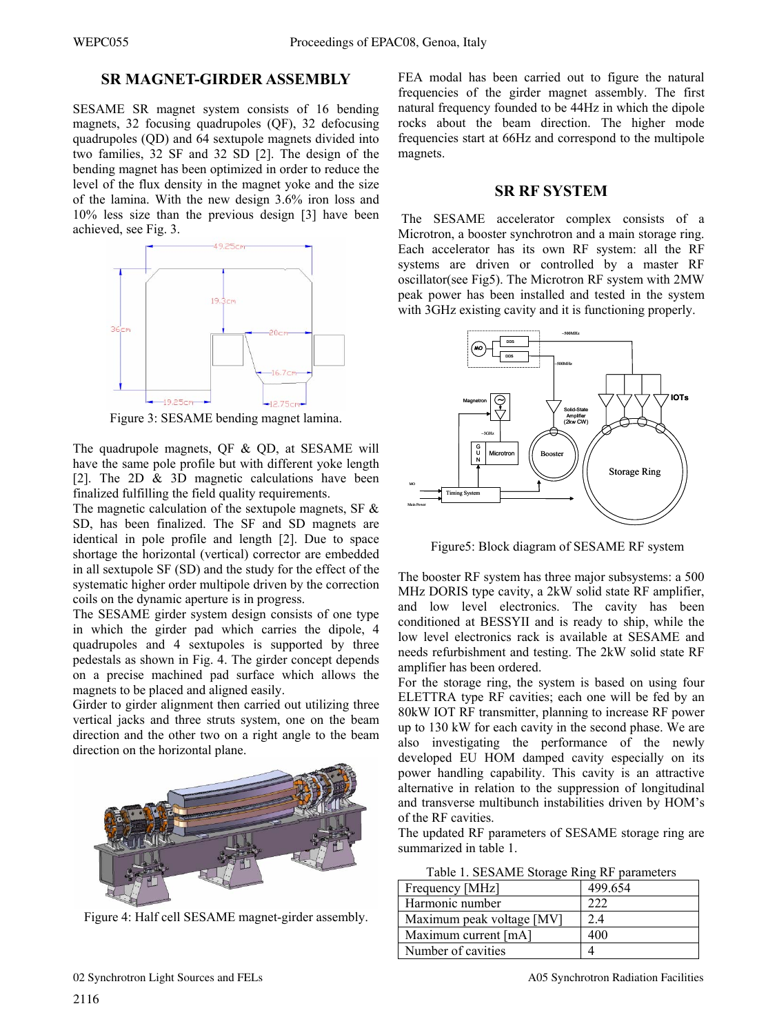## SR MAGNET-GIRDER ASSEMBLY

SESAME SR magnet system consists of 16 bending magnets, 32 focusing quadrupoles (QF), 32 defocusing quadrupoles (QD) and 64 sextupole magnets divided into two families, 32 SF and 32 SD [2]. The design of the bending magnet has been optimized in order to reduce the level of the flux density in the magnet yoke and the size of the lamina. With the new design 3.6% iron loss and 10% less size than the previous design [3] have been achieved, see Fig. 3.

Figure 3: SESAME bending magnet lamina.

The quadrupole magnets, QF & QD, at SESAME will have the same pole profile but with different yoke length [2]. The 2D & 3D magnetic calculations have been finalized fulfilling the field quality requirements.

The magnetic calculation of the sextupole magnets, SF & SD, has been finalized. The SF and SD magnets are identical in pole profile and length [2]. Due to space shortage the horizontal (vertical) corrector are embedded in all sextupole SF (SD) and the study for the effect of the systematic higher order multipole driven by the correction coils on the dynamic aperture is in progress.

The SESAME girder system design consists of one type in which the girder pad which carries the dipole, 4 quadrupoles and 4 sextupoles is supported by three pedestals as shown in Fig. 4. The girder concept depends on a precise machined pad surface which allows the magnets to be placed and aligned easily.

Girder to girder alignment then carried out utilizing three vertical jacks and three struts system, one on the beam direction and the other two on a right angle to the beam direction on the horizontal plane.

Figure 4: Half cell SESAME magnet-girder assembly.

FEA modal has been carried out to figure the natural frequencies of the girder magnet assembly. The first natural frequency founded to be 44Hz in which the dipole rocks about the beam direction. The higher mode frequencies start at 66Hz and correspond to the multipole magnets.

## SR RF SYSTEM

The SESAME accelerator complex consists of a Microtron, a booster synchrotron and a main storage ring. Each accelerator has its own RF system: all the RF systems are driven or controlled by a master RF oscillator(see Fig5). The Microtron RF system with 2MW peak power has been installed and tested in the system with 3GHz existing cavity and it is functioning properly.

Figure5: Block diagram of SESAME RF system

The booster RF system has three major subsystems: a 500 MHz DORIS type cavity, a 2kW solid state RF amplifier, and low level electronics. The cavity has been conditioned at BESSYII and is ready to ship, while the low level electronics rack is available at SESAME and needs refurbishment and testing. The 2kW solid state RF amplifier has been ordered.

For the storage ring, the system is based on using four ELETTRA type RF cavities; each one will be fed by an 80kW IOT RF transmitter, planning to increase RF power up to 130 kW for each cavity in the second phase. We are also investigating the performance of the newly developed EU HOM damped cavity especially on its power handling capability. This cavity is an attractive alternative in relation to the suppression of longitudinal and transverse multibunch instabilities driven by HOM's of the RF cavities.

The updated RF parameters of SESAME storage ring are summarized in table 1.

Table 1. SESAME Storage Ring RF parameters

| | |
|---|---|
| Frequency [MHz] | 499.654 |
| Harmonic number | 222 |
| Maximum peak voltage [MV] | 2.4 |
| Maximum current [mA] | 400 |
| Number of cavities | 4 |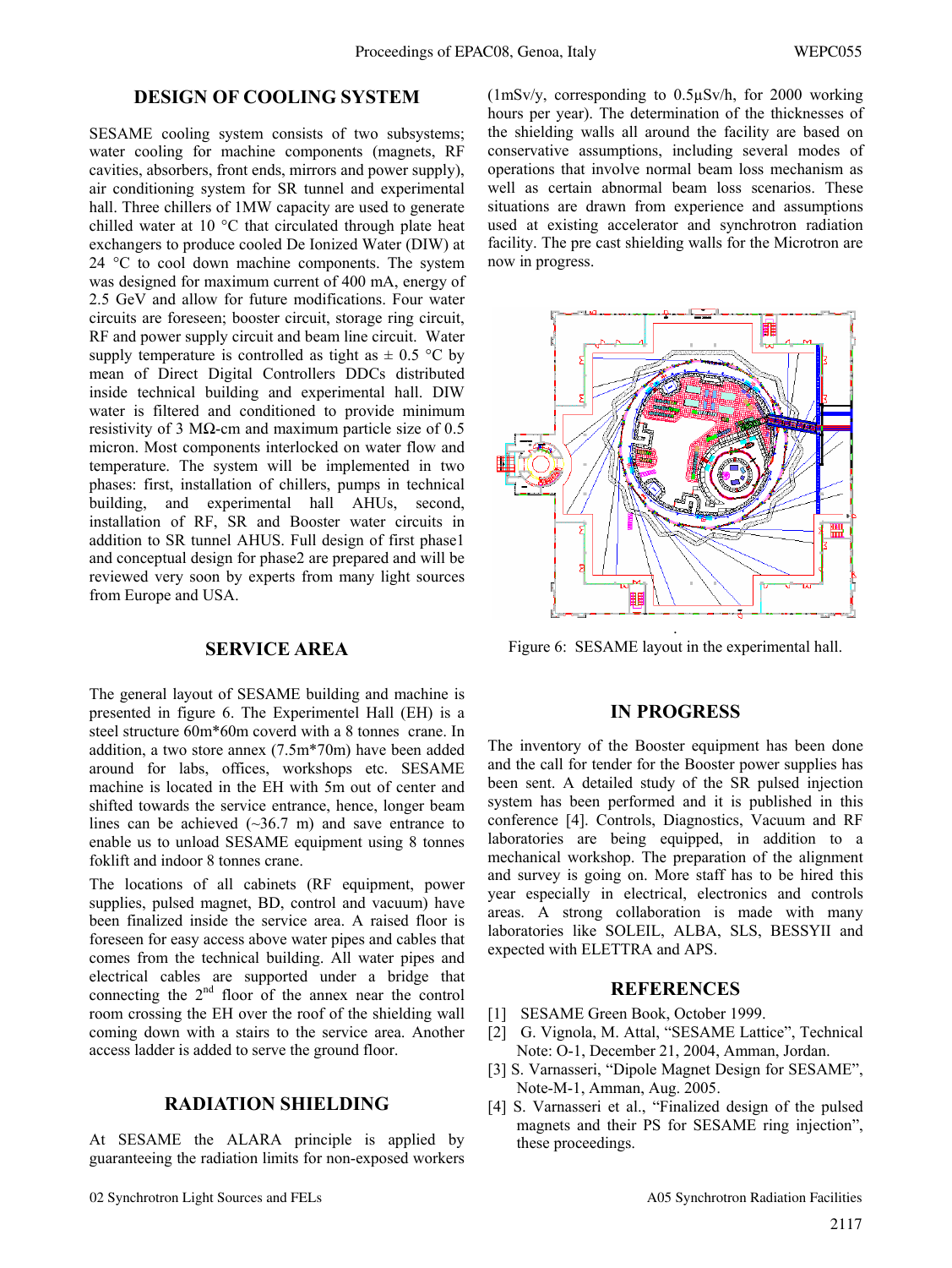## DESIGN OF COOLING SYSTEM

SESAME cooling system consists of two subsystems; water cooling for machine components (magnets, RF cavities, absorbers, front ends, mirrors and power supply), air conditioning system for SR tunnel and experimental hall. Three chillers of 1MW capacity are used to generate chilled water at 10 °C that circulated through plate heat exchangers to produce cooled De Ionized Water (DIW) at 24 °C to cool down machine components. The system was designed for maximum current of 400 mA, energy of 2.5 GeV and allow for future modifications. Four water circuits are foreseen; booster circuit, storage ring circuit, RF and power supply circuit and beam line circuit. Water supply temperature is controlled as tight as ± 0.5 °C by mean of Direct Digital Controllers DDCs distributed inside technical building and experimental hall. DIW water is filtered and conditioned to provide minimum resistivity of 3 MΩ-cm and maximum particle size of 0.5 micron. Most components interlocked on water flow and temperature. The system will be implemented in two phases: first, installation of chillers, pumps in technical building, and experimental hall AHUs, second, installation of RF, SR and Booster water circuits in addition to SR tunnel AHUS. Full design of first phase1 and conceptual design for phase2 are prepared and will be reviewed very soon by experts from many light sources from Europe and USA.

## SERVICE AREA

The general layout of SESAME building and machine is presented in figure 6. The Experimentel Hall (EH) is a steel structure 60m*60m coverd with a 8 tonnes crane. In addition, a two store annex (7.5m*70m) have been added around for labs, offices, workshops etc. SESAME machine is located in the EH with 5m out of center and shifted towards the service entrance, hence, longer beam lines can be achieved (~36.7 m) and save entrance to enable us to unload SESAME equipment using 8 tonnes foklift and indoor 8 tonnes crane.

The locations of all cabinets (RF equipment, power supplies, pulsed magnet, BD, control and vacuum) have been finalized inside the service area. A raised floor is foreseen for easy access above water pipes and cables that comes from the technical building. All water pipes and electrical cables are supported under a bridge that connecting the 2nd floor of the annex near the control room crossing the EH over the roof of the shielding wall coming down with a stairs to the service area. Another access ladder is added to serve the ground floor.

## RADIATION SHIELDING

At SESAME the ALARA principle is applied by guaranteeing the radiation limits for non-exposed workers (1mSv/y, corresponding to 0.5μSv/h, for 2000 working hours per year). The determination of the thicknesses of the shielding walls all around the facility are based on conservative assumptions, including several modes of operations that involve normal beam loss mechanism as well as certain abnormal beam loss scenarios. These situations are drawn from experience and assumptions used at existing accelerator and synchrotron radiation facility. The pre cast shielding walls for the Microtron are now in progress.

Figure 6: SESAME layout in the experimental hall.

## IN PROGRESS

The inventory of the Booster equipment has been done and the call for tender for the Booster power supplies has been sent. A detailed study of the SR pulsed injection system has been performed and it is published in this conference [4]. Controls, Diagnostics, Vacuum and RF laboratories are being equipped, in addition to a mechanical workshop. The preparation of the alignment and survey is going on. More staff has to be hired this year especially in electrical, electronics and controls areas. A strong collaboration is made with many laboratories like SOLEIL, ALBA, SLS, BESSYII and expected with ELETTRA and APS.

## REFERENCES

[1] SESAME Green Book, October 1999.

[2] G. Vignola, M. Attal, "SESAME Lattice", Technical Note: O-1, December 21, 2004, Amman, Jordan.

[3] S. Varnasseri, "Dipole Magnet Design for SESAME", Note-M-1, Amman, Aug. 2005.

[4] S. Varnasseri et al., "Finalized design of the pulsed magnets and their PS for SESAME ring injection", these proceedings.